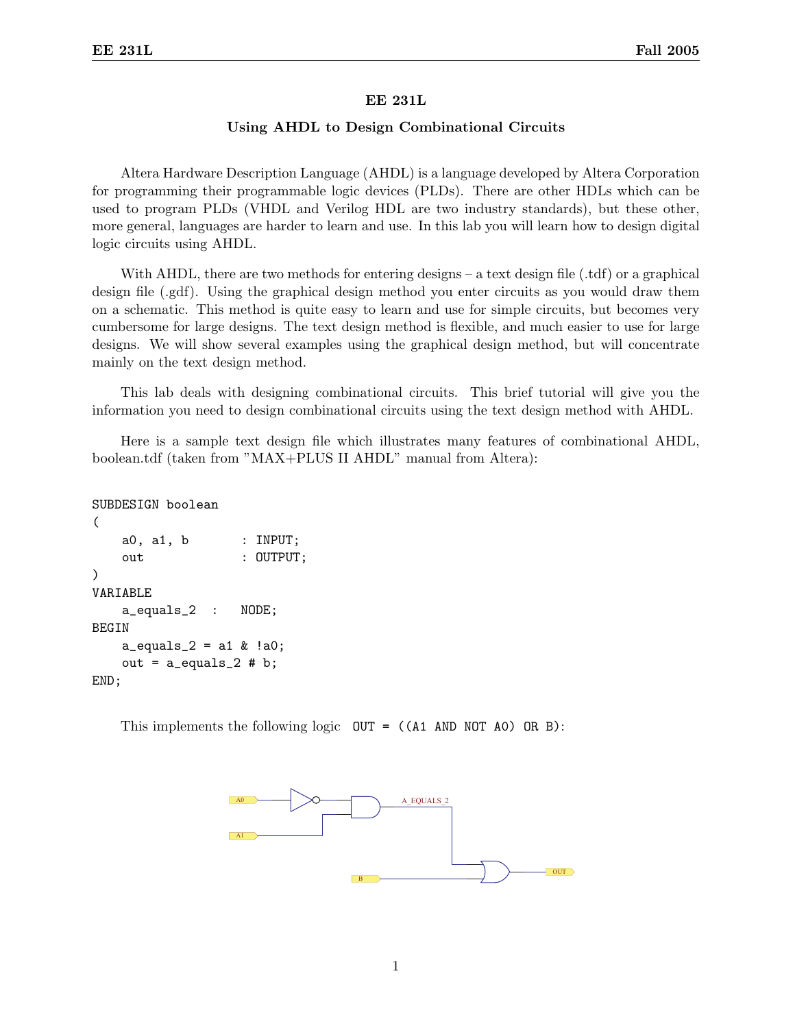# EE 231L

## Using AHDL to Design Combinational Circuits

Altera Hardware Description Language (AHDL) is a language developed by Altera Corporation for programming their programmable logic devices (PLDs). There are other HDLs which can be used to program PLDs (VHDL and Verilog HDL are two industry standards), but these other, more general, languages are harder to learn and use. In this lab you will learn how to design digital logic circuits using AHDL.

With AHDL, there are two methods for entering designs – a text design file (.tdf) or a graphical design file (.gdf). Using the graphical design method you enter circuits as you would draw them on a schematic. This method is quite easy to learn and use for simple circuits, but becomes very cumbersome for large designs. The text design method is flexible, and much easier to use for large designs. We will show several examples using the graphical design method, but will concentrate mainly on the text design method.

This lab deals with designing combinational circuits. This brief tutorial will give you the information you need to design combinational circuits using the text design method with AHDL.

Here is a sample text design file which illustrates many features of combinational AHDL, boolean.tdf (taken from "MAX+PLUS II AHDL" manual from Altera):

```
SUBDESIGN boolean
(
    a0, a1, b       : INPUT;
    out             : OUTPUT;
)
VARIABLE
    a_equals_2  :   NODE;
BEGIN
    a_equals_2 = a1 & !a0;
    out = a_equals_2 # b;
END;
```

This implements the following logic `OUT = ((A1 AND NOT A0) OR B)`: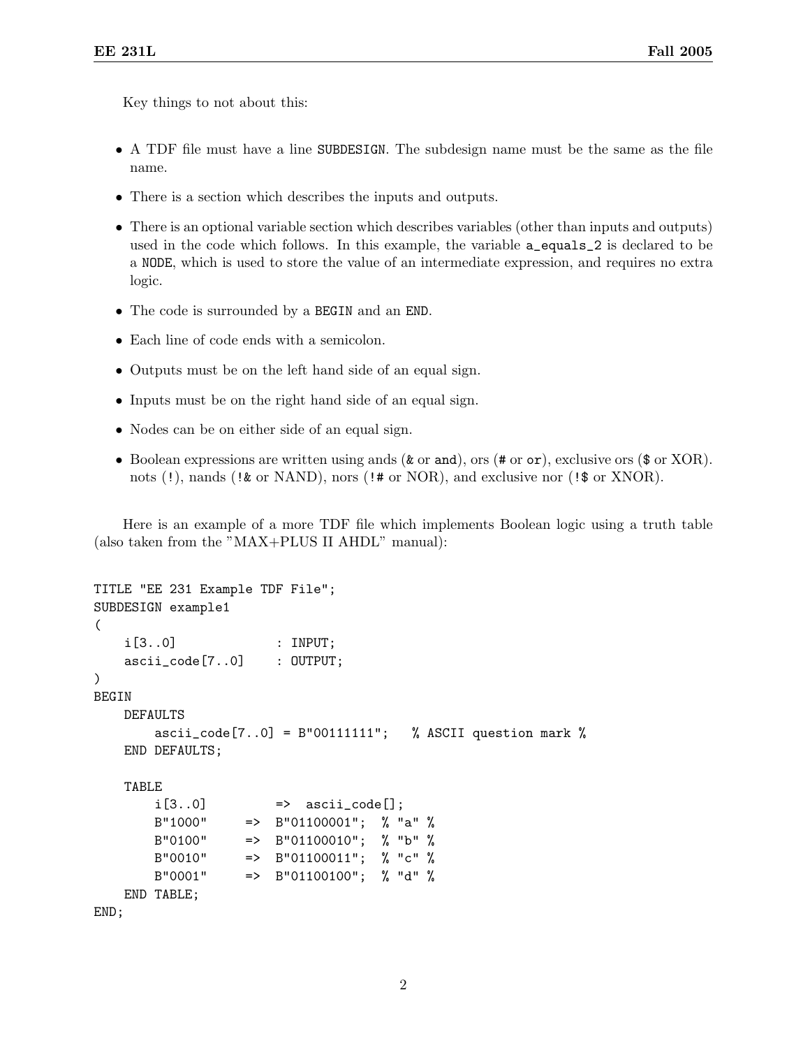Key things to not about this:

- A TDF file must have a line `SUBDESIGN`. The subdesign name must be the same as the file name.
- There is a section which describes the inputs and outputs.
- There is an optional variable section which describes variables (other than inputs and outputs) used in the code which follows. In this example, the variable `a_equals_2` is declared to be a `NODE`, which is used to store the value of an intermediate expression, and requires no extra logic.
- The code is surrounded by a `BEGIN` and an `END`.
- Each line of code ends with a semicolon.
- Outputs must be on the left hand side of an equal sign.
- Inputs must be on the right hand side of an equal sign.
- Nodes can be on either side of an equal sign.
- Boolean expressions are written using ands (`&` or `and`), ors (`#` or `or`), exclusive ors (`$` or XOR). nots (`!`), nands (`!&` or NAND), nors (`!#` or NOR), and exclusive nor (`!$` or XNOR).

Here is an example of a more TDF file which implements Boolean logic using a truth table (also taken from the "MAX+PLUS II AHDL" manual):

```
TITLE "EE 231 Example TDF File";
SUBDESIGN example1
(
    i[3..0]             : INPUT;
    ascii_code[7..0]    : OUTPUT;
)
BEGIN
    DEFAULTS
        ascii_code[7..0] = B"00111111";   % ASCII question mark %
    END DEFAULTS;

    TABLE
        i[3..0]         =>  ascii_code[];
        B"1000"     =>  B"01100001";  % "a" %
        B"0100"     =>  B"01100010";  % "b" %
        B"0010"     =>  B"01100011";  % "c" %
        B"0001"     =>  B"01100100";  % "d" %
    END TABLE;
END;
```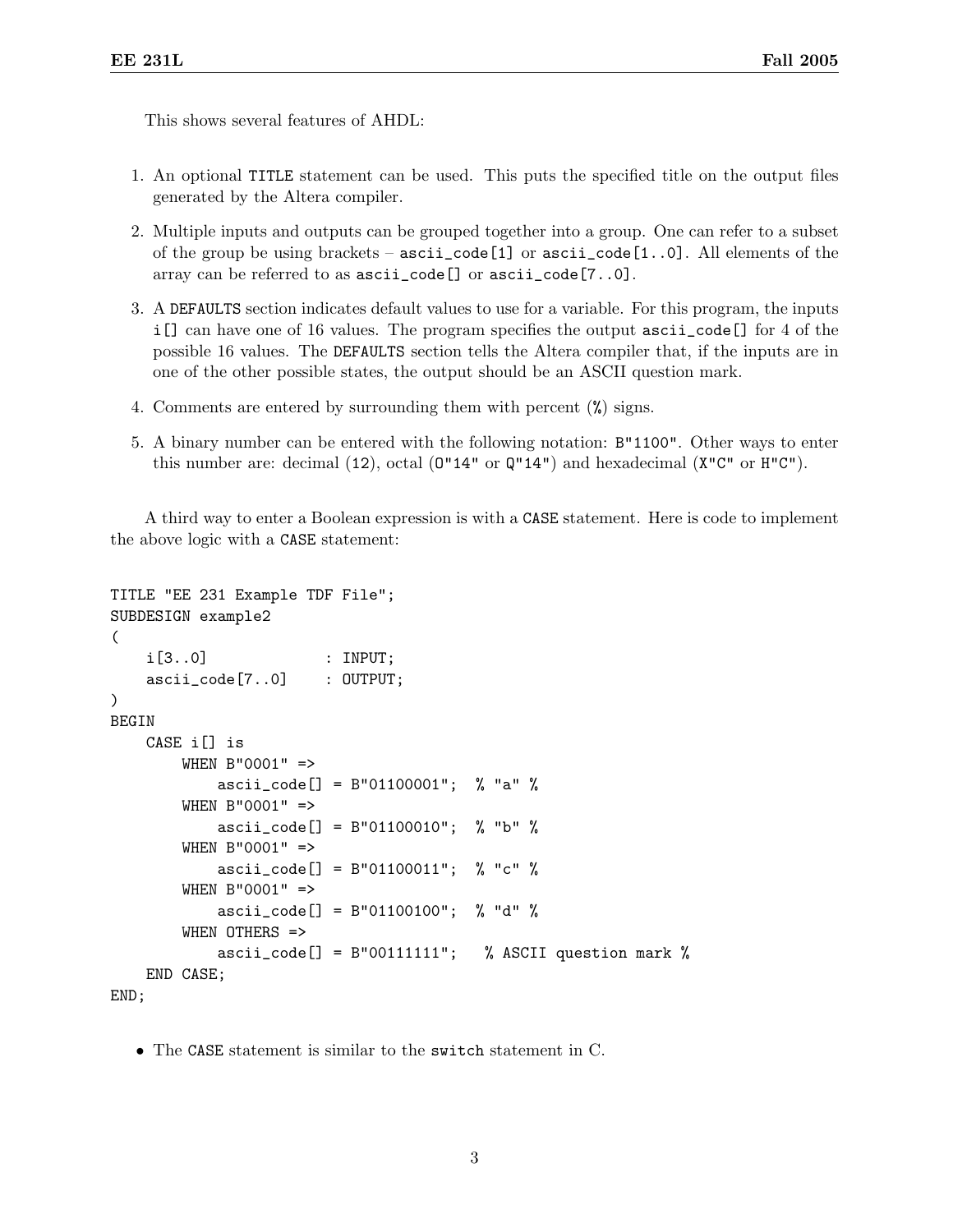This shows several features of AHDL:

1. An optional `TITLE` statement can be used. This puts the specified title on the output files generated by the Altera compiler.
2. Multiple inputs and outputs can be grouped together into a group. One can refer to a subset of the group be using brackets – `ascii_code[1]` or `ascii_code[1..0]`. All elements of the array can be referred to as `ascii_code[]` or `ascii_code[7..0]`.
3. A `DEFAULTS` section indicates default values to use for a variable. For this program, the inputs `i[]` can have one of 16 values. The program specifies the output `ascii_code[]` for 4 of the possible 16 values. The `DEFAULTS` section tells the Altera compiler that, if the inputs are in one of the other possible states, the output should be an ASCII question mark.
4. Comments are entered by surrounding them with percent (`%`) signs.
5. A binary number can be entered with the following notation: `B"1100"`. Other ways to enter this number are: decimal (`12`), octal (`O"14"` or `Q"14"`) and hexadecimal (`X"C"` or `H"C"`).

A third way to enter a Boolean expression is with a `CASE` statement. Here is code to implement the above logic with a `CASE` statement:

```
TITLE "EE 231 Example TDF File";
SUBDESIGN example2
(
    i[3..0]             : INPUT;
    ascii_code[7..0]    : OUTPUT;
)
BEGIN
    CASE i[] is
        WHEN B"0001" =>
            ascii_code[] = B"01100001";  % "a" %
        WHEN B"0001" =>
            ascii_code[] = B"01100010";  % "b" %
        WHEN B"0001" =>
            ascii_code[] = B"01100011";  % "c" %
        WHEN B"0001" =>
            ascii_code[] = B"01100100";  % "d" %
        WHEN OTHERS =>
            ascii_code[] = B"00111111";   % ASCII question mark %
    END CASE;
END;
```

- The `CASE` statement is similar to the `switch` statement in C.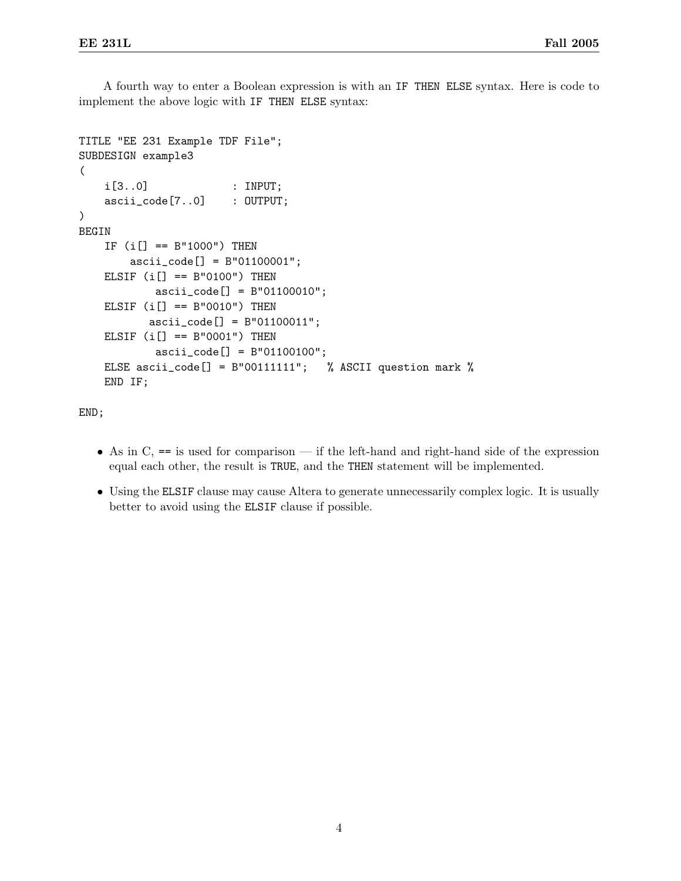A fourth way to enter a Boolean expression is with an `IF THEN ELSE` syntax. Here is code to implement the above logic with `IF THEN ELSE` syntax:

```
TITLE "EE 231 Example TDF File";
SUBDESIGN example3
(
    i[3..0]             : INPUT;
    ascii_code[7..0]    : OUTPUT;
)
BEGIN
    IF (i[] == B"1000") THEN
        ascii_code[] = B"01100001";
    ELSIF (i[] == B"0100") THEN
            ascii_code[] = B"01100010";
    ELSIF (i[] == B"0010") THEN
           ascii_code[] = B"01100011";
    ELSIF (i[] == B"0001") THEN
            ascii_code[] = B"01100100";
    ELSE ascii_code[] = B"00111111";   % ASCII question mark %
    END IF;

END;
```

- As in C, `==` is used for comparison — if the left-hand and right-hand side of the expression equal each other, the result is `TRUE`, and the `THEN` statement will be implemented.
- Using the `ELSIF` clause may cause Altera to generate unnecessarily complex logic. It is usually better to avoid using the `ELSIF` clause if possible.